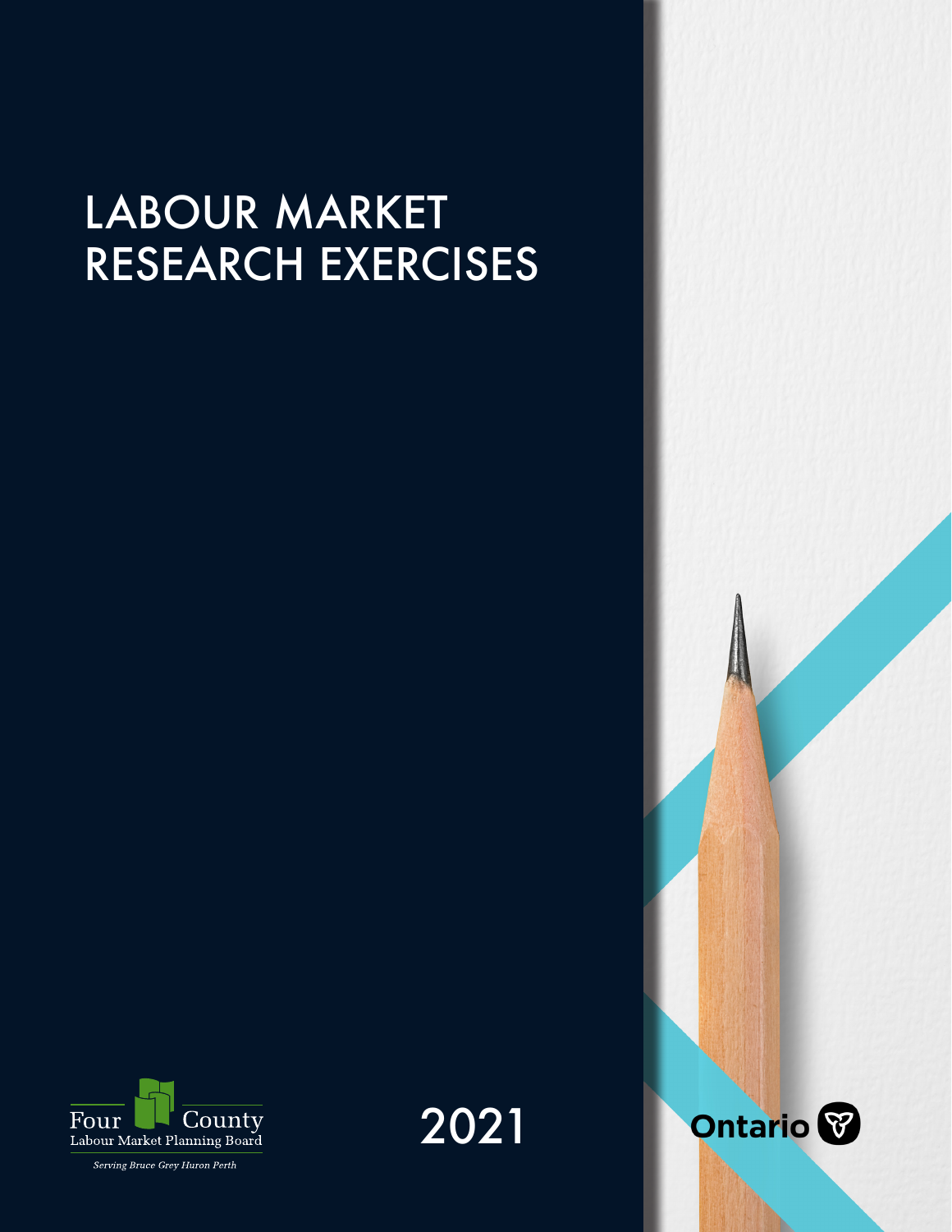# LABOUR MARKET RESEARCH EXERCISES

Four County Labour Market Planning Board

*Serving Bruce Grey Huron Perth*

2021

Ontario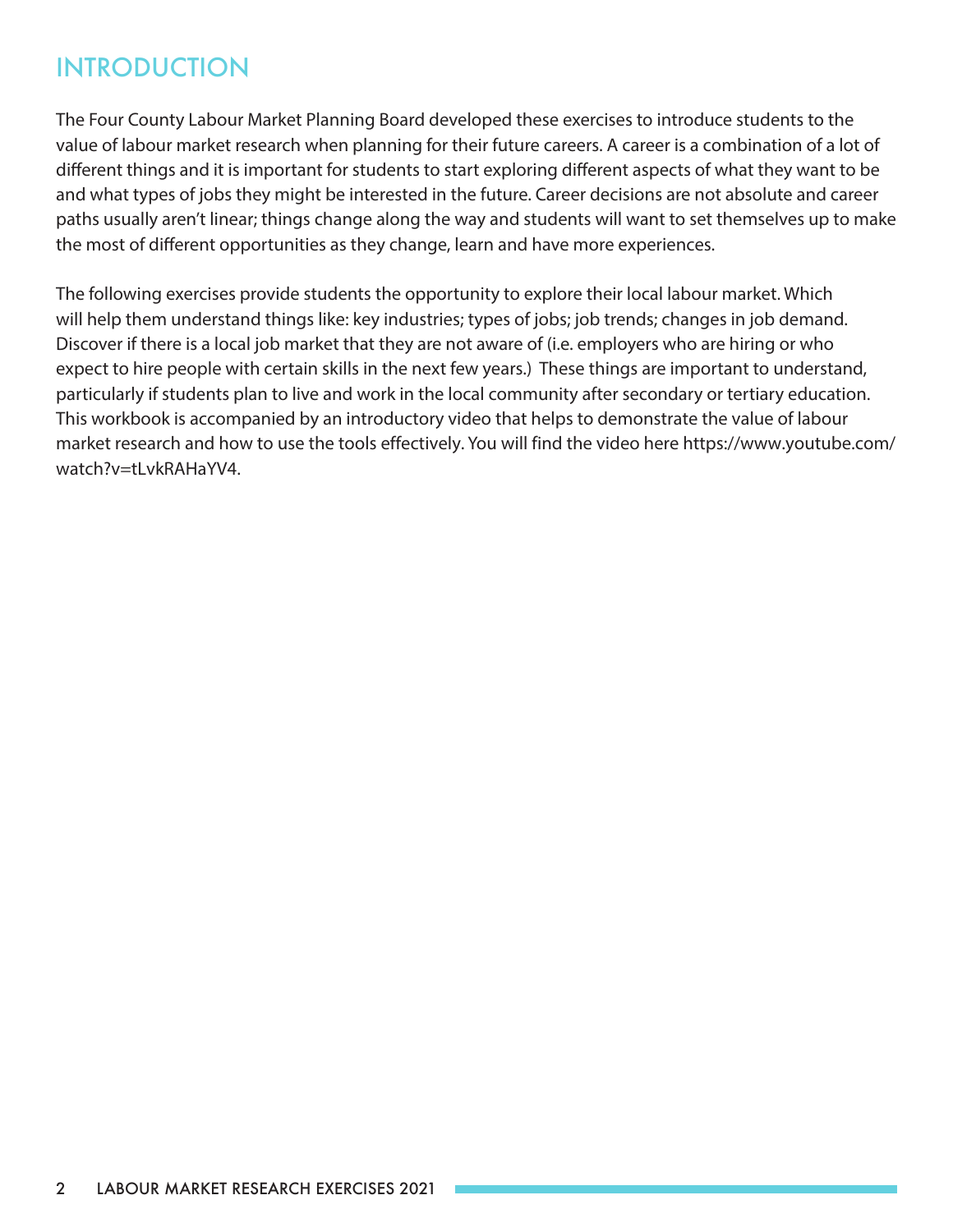# INTRODUCTION

The Four County Labour Market Planning Board developed these exercises to introduce students to the value of labour market research when planning for their future careers. A career is a combination of a lot of different things and it is important for students to start exploring different aspects of what they want to be and what types of jobs they might be interested in the future. Career decisions are not absolute and career paths usually aren't linear; things change along the way and students will want to set themselves up to make the most of different opportunities as they change, learn and have more experiences.

The following exercises provide students the opportunity to explore their local labour market. Which will help them understand things like: key industries; types of jobs; job trends; changes in job demand. Discover if there is a local job market that they are not aware of (i.e. employers who are hiring or who expect to hire people with certain skills in the next few years.) These things are important to understand, particularly if students plan to live and work in the local community after secondary or tertiary education. This workbook is accompanied by an introductory video that helps to demonstrate the value of labour market research and how to use the tools effectively. You will find the video here https://www.youtube.com/watch?v=tLvkRAHaYV4.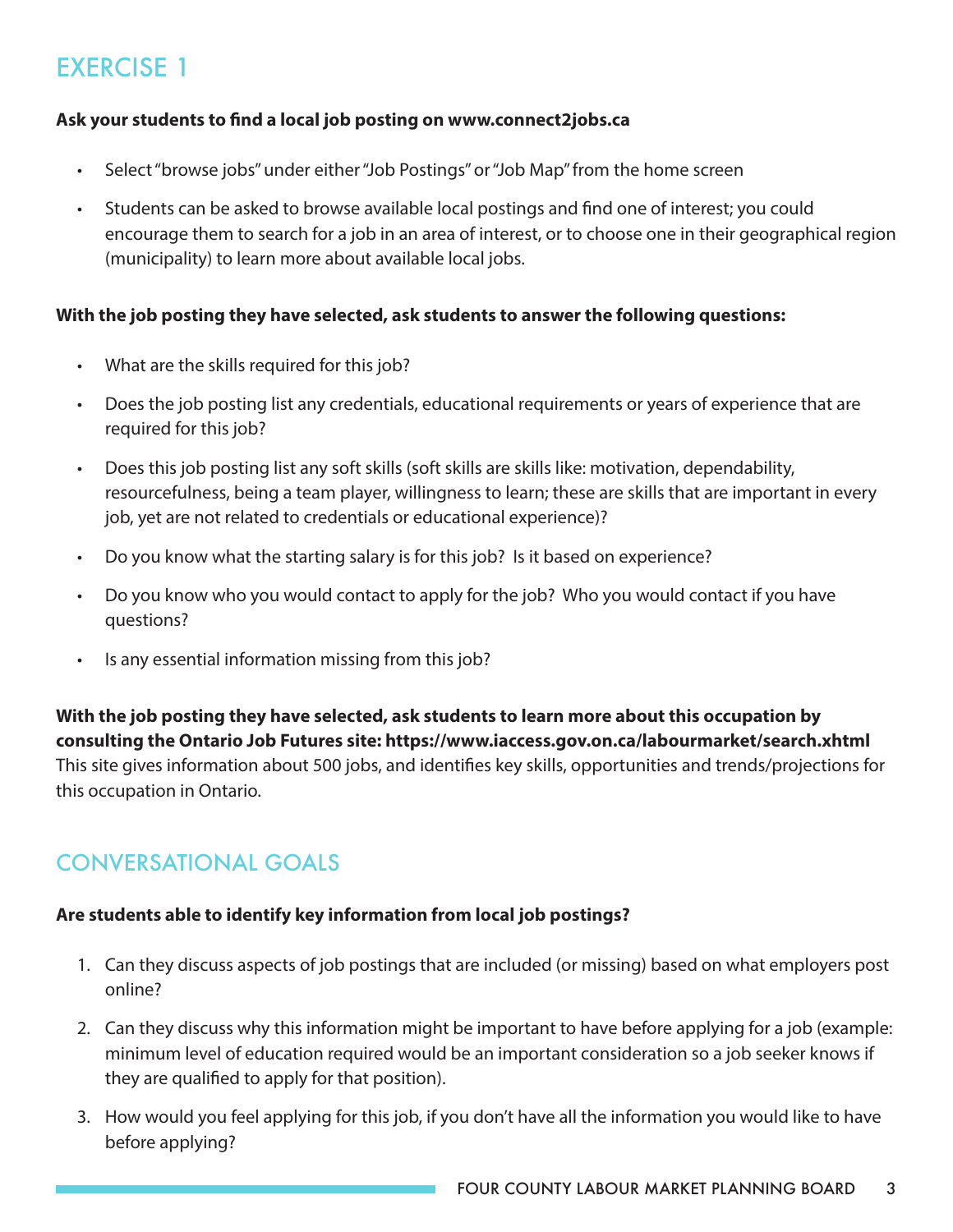# EXERCISE 1

**Ask your students to find a local job posting on www.connect2jobs.ca**

- Select "browse jobs" under either "Job Postings" or "Job Map" from the home screen
- Students can be asked to browse available local postings and find one of interest; you could encourage them to search for a job in an area of interest, or to choose one in their geographical region (municipality) to learn more about available local jobs.

**With the job posting they have selected, ask students to answer the following questions:**

- What are the skills required for this job?
- Does the job posting list any credentials, educational requirements or years of experience that are required for this job?
- Does this job posting list any soft skills (soft skills are skills like: motivation, dependability, resourcefulness, being a team player, willingness to learn; these are skills that are important in every job, yet are not related to credentials or educational experience)?
- Do you know what the starting salary is for this job? Is it based on experience?
- Do you know who you would contact to apply for the job? Who you would contact if you have questions?
- Is any essential information missing from this job?

**With the job posting they have selected, ask students to learn more about this occupation by consulting the Ontario Job Futures site: https://www.iaccess.gov.on.ca/labourmarket/search.xhtml** This site gives information about 500 jobs, and identifies key skills, opportunities and trends/projections for this occupation in Ontario.

# CONVERSATIONAL GOALS

**Are students able to identify key information from local job postings?**

1. Can they discuss aspects of job postings that are included (or missing) based on what employers post online?
2. Can they discuss why this information might be important to have before applying for a job (example: minimum level of education required would be an important consideration so a job seeker knows if they are qualified to apply for that position).
3. How would you feel applying for this job, if you don't have all the information you would like to have before applying?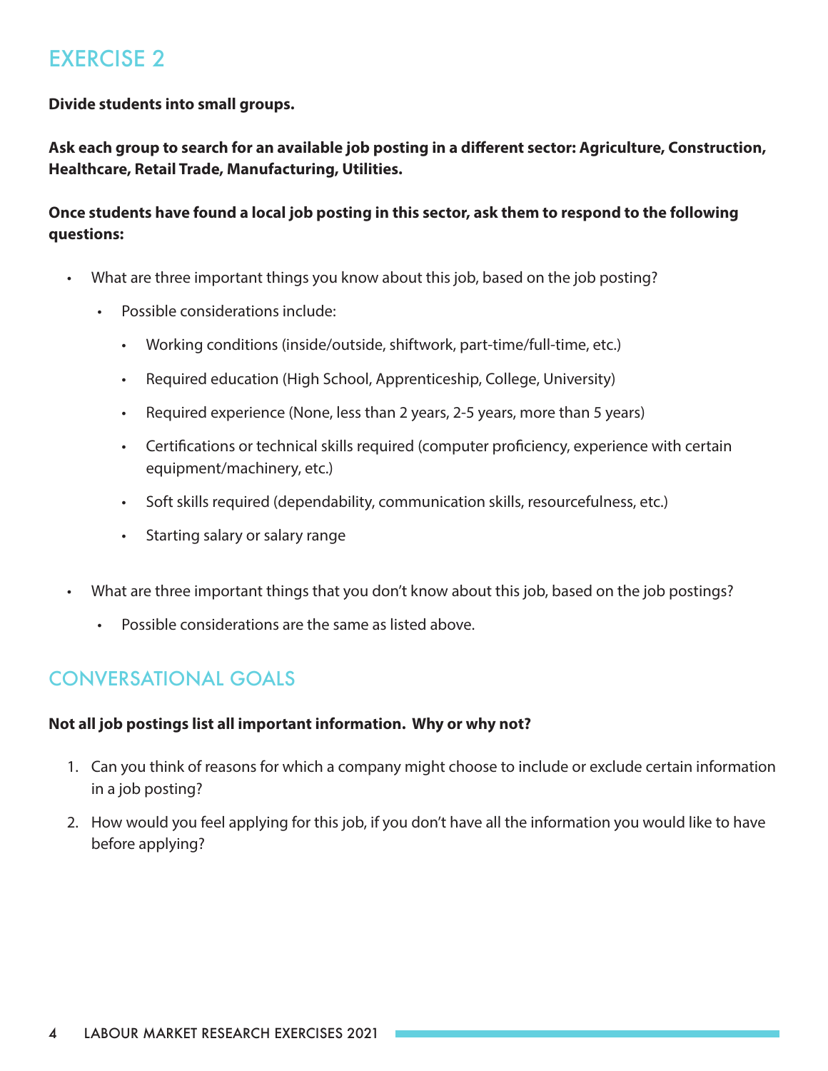## EXERCISE 2

**Divide students into small groups.**

**Ask each group to search for an available job posting in a different sector: Agriculture, Construction, Healthcare, Retail Trade, Manufacturing, Utilities.**

**Once students have found a local job posting in this sector, ask them to respond to the following questions:**

- What are three important things you know about this job, based on the job posting?
  - Possible considerations include:
    - Working conditions (inside/outside, shiftwork, part-time/full-time, etc.)
    - Required education (High School, Apprenticeship, College, University)
    - Required experience (None, less than 2 years, 2-5 years, more than 5 years)
    - Certifications or technical skills required (computer proficiency, experience with certain equipment/machinery, etc.)
    - Soft skills required (dependability, communication skills, resourcefulness, etc.)
    - Starting salary or salary range
- What are three important things that you don't know about this job, based on the job postings?
  - Possible considerations are the same as listed above.

## CONVERSATIONAL GOALS

**Not all job postings list all important information. Why or why not?**

1. Can you think of reasons for which a company might choose to include or exclude certain information in a job posting?
2. How would you feel applying for this job, if you don't have all the information you would like to have before applying?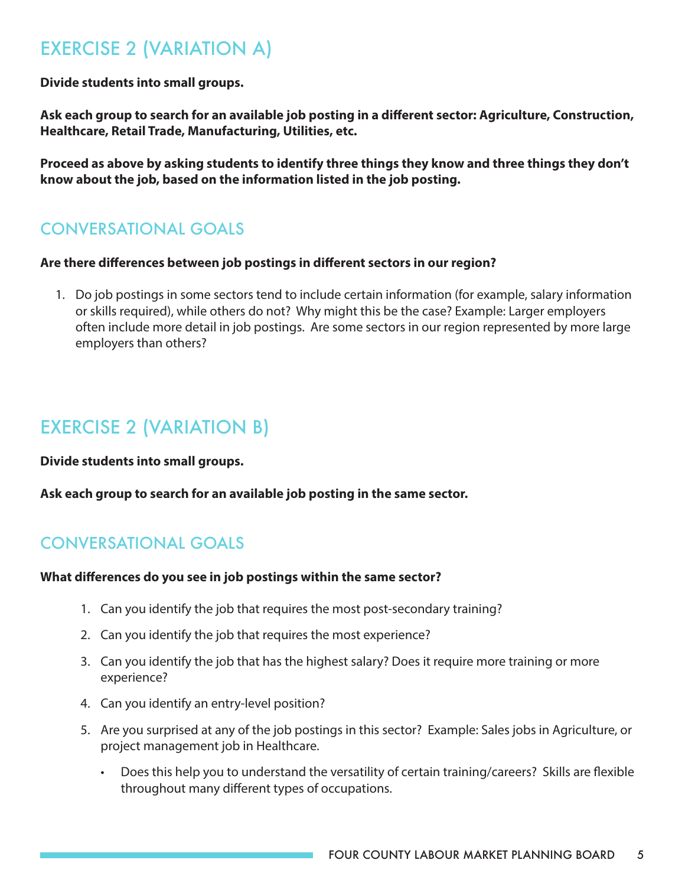## EXERCISE 2 (VARIATION A)

**Divide students into small groups.**

**Ask each group to search for an available job posting in a different sector: Agriculture, Construction, Healthcare, Retail Trade, Manufacturing, Utilities, etc.**

**Proceed as above by asking students to identify three things they know and three things they don't know about the job, based on the information listed in the job posting.**

### CONVERSATIONAL GOALS

**Are there differences between job postings in different sectors in our region?**

1. Do job postings in some sectors tend to include certain information (for example, salary information or skills required), while others do not? Why might this be the case? Example: Larger employers often include more detail in job postings. Are some sectors in our region represented by more large employers than others?

## EXERCISE 2 (VARIATION B)

**Divide students into small groups.**

**Ask each group to search for an available job posting in the same sector.**

### CONVERSATIONAL GOALS

**What differences do you see in job postings within the same sector?**

1. Can you identify the job that requires the most post-secondary training?
2. Can you identify the job that requires the most experience?
3. Can you identify the job that has the highest salary? Does it require more training or more experience?
4. Can you identify an entry-level position?
5. Are you surprised at any of the job postings in this sector? Example: Sales jobs in Agriculture, or project management job in Healthcare.
   - Does this help you to understand the versatility of certain training/careers? Skills are flexible throughout many different types of occupations.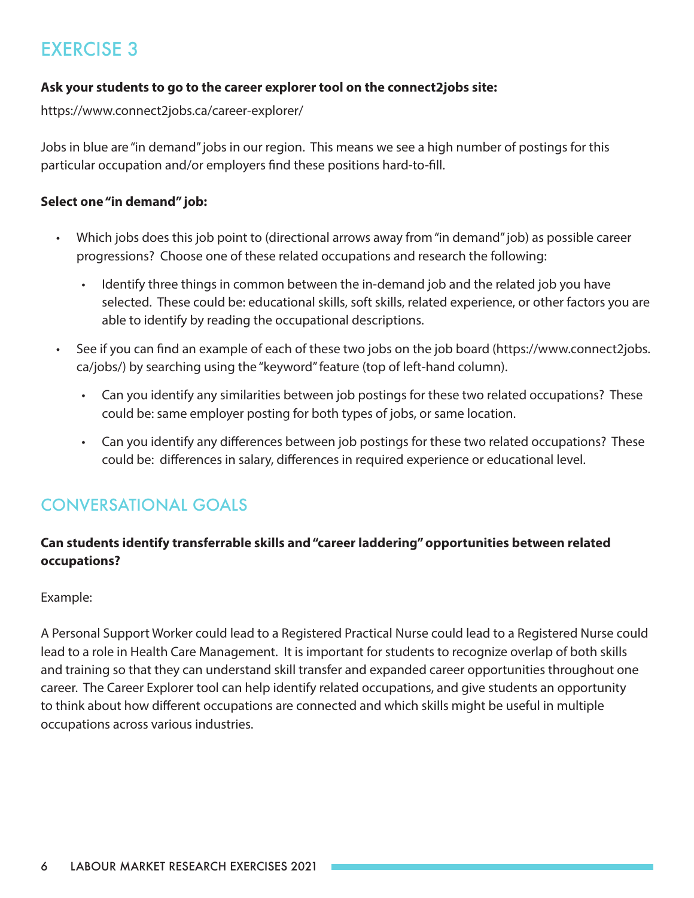# EXERCISE 3

**Ask your students to go to the career explorer tool on the connect2jobs site:**

https://www.connect2jobs.ca/career-explorer/

Jobs in blue are "in demand" jobs in our region. This means we see a high number of postings for this particular occupation and/or employers find these positions hard-to-fill.

**Select one "in demand" job:**

- Which jobs does this job point to (directional arrows away from "in demand" job) as possible career progressions? Choose one of these related occupations and research the following:
  - Identify three things in common between the in-demand job and the related job you have selected. These could be: educational skills, soft skills, related experience, or other factors you are able to identify by reading the occupational descriptions.
- See if you can find an example of each of these two jobs on the job board (https://www.connect2jobs.ca/jobs/) by searching using the "keyword" feature (top of left-hand column).
  - Can you identify any similarities between job postings for these two related occupations? These could be: same employer posting for both types of jobs, or same location.
  - Can you identify any differences between job postings for these two related occupations? These could be: differences in salary, differences in required experience or educational level.

## CONVERSATIONAL GOALS

**Can students identify transferrable skills and "career laddering" opportunities between related occupations?**

Example:

A Personal Support Worker could lead to a Registered Practical Nurse could lead to a Registered Nurse could lead to a role in Health Care Management. It is important for students to recognize overlap of both skills and training so that they can understand skill transfer and expanded career opportunities throughout one career. The Career Explorer tool can help identify related occupations, and give students an opportunity to think about how different occupations are connected and which skills might be useful in multiple occupations across various industries.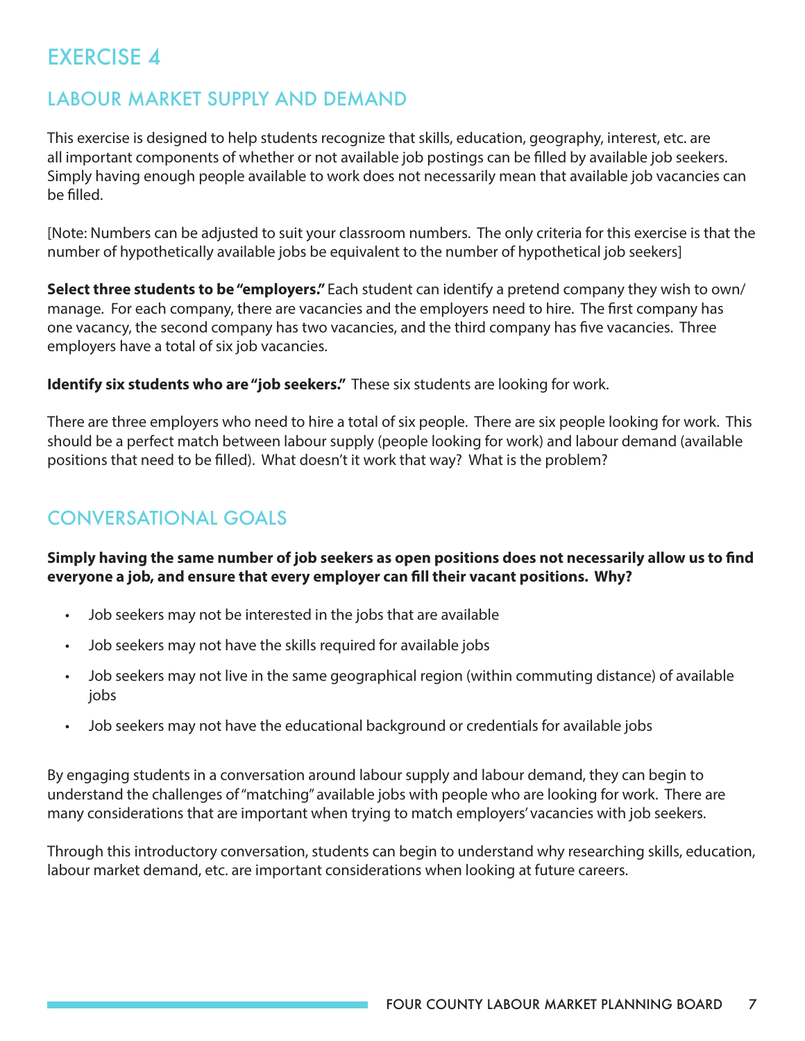# EXERCISE 4

## LABOUR MARKET SUPPLY AND DEMAND

This exercise is designed to help students recognize that skills, education, geography, interest, etc. are all important components of whether or not available job postings can be filled by available job seekers. Simply having enough people available to work does not necessarily mean that available job vacancies can be filled.

[Note: Numbers can be adjusted to suit your classroom numbers. The only criteria for this exercise is that the number of hypothetically available jobs be equivalent to the number of hypothetical job seekers]

**Select three students to be "employers."** Each student can identify a pretend company they wish to own/manage. For each company, there are vacancies and the employers need to hire. The first company has one vacancy, the second company has two vacancies, and the third company has five vacancies. Three employers have a total of six job vacancies.

**Identify six students who are "job seekers."** These six students are looking for work.

There are three employers who need to hire a total of six people. There are six people looking for work. This should be a perfect match between labour supply (people looking for work) and labour demand (available positions that need to be filled). What doesn't it work that way? What is the problem?

## CONVERSATIONAL GOALS

**Simply having the same number of job seekers as open positions does not necessarily allow us to find everyone a job, and ensure that every employer can fill their vacant positions. Why?**

- Job seekers may not be interested in the jobs that are available
- Job seekers may not have the skills required for available jobs
- Job seekers may not live in the same geographical region (within commuting distance) of available jobs
- Job seekers may not have the educational background or credentials for available jobs

By engaging students in a conversation around labour supply and labour demand, they can begin to understand the challenges of "matching" available jobs with people who are looking for work. There are many considerations that are important when trying to match employers' vacancies with job seekers.

Through this introductory conversation, students can begin to understand why researching skills, education, labour market demand, etc. are important considerations when looking at future careers.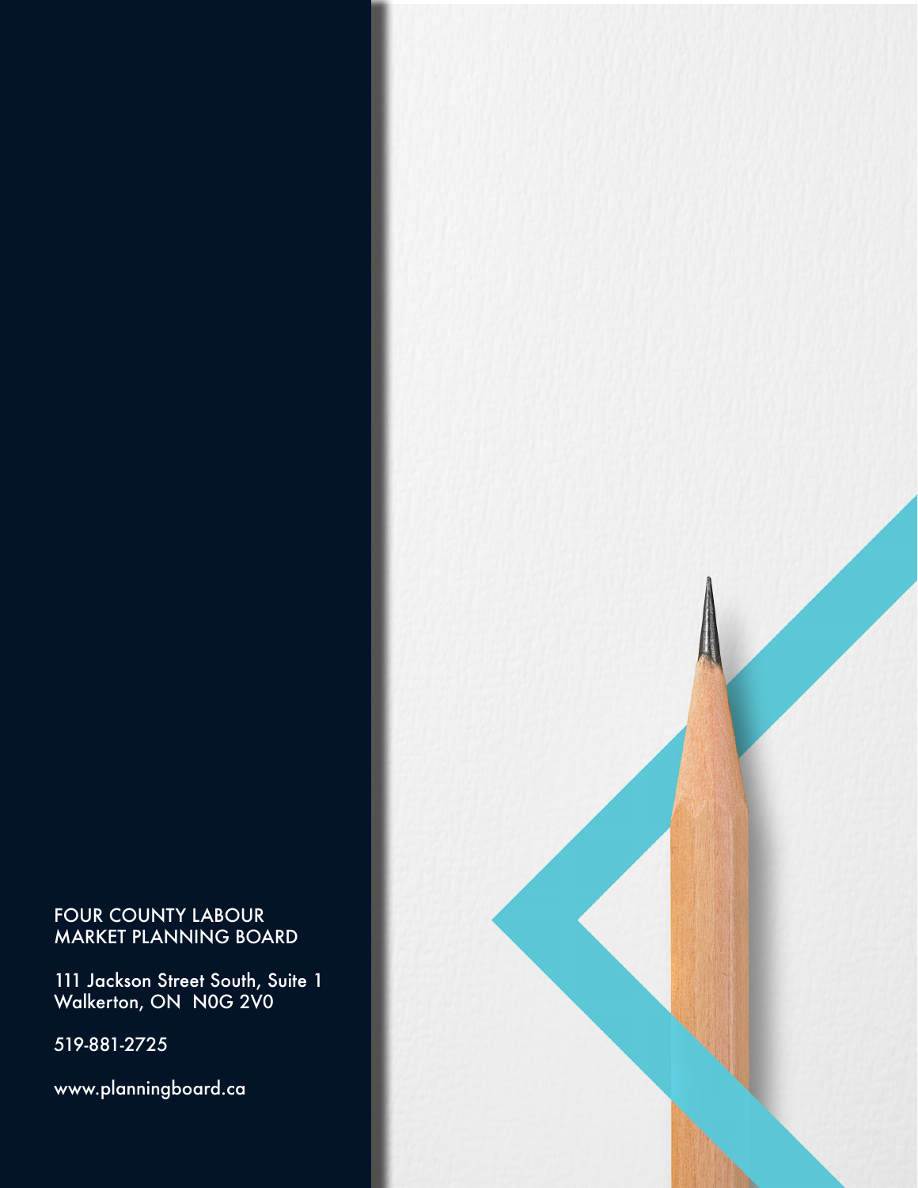FOUR COUNTY LABOUR
MARKET PLANNING BOARD

111 Jackson Street South, Suite 1
Walkerton, ON  N0G 2V0

519-881-2725

www.planningboard.ca